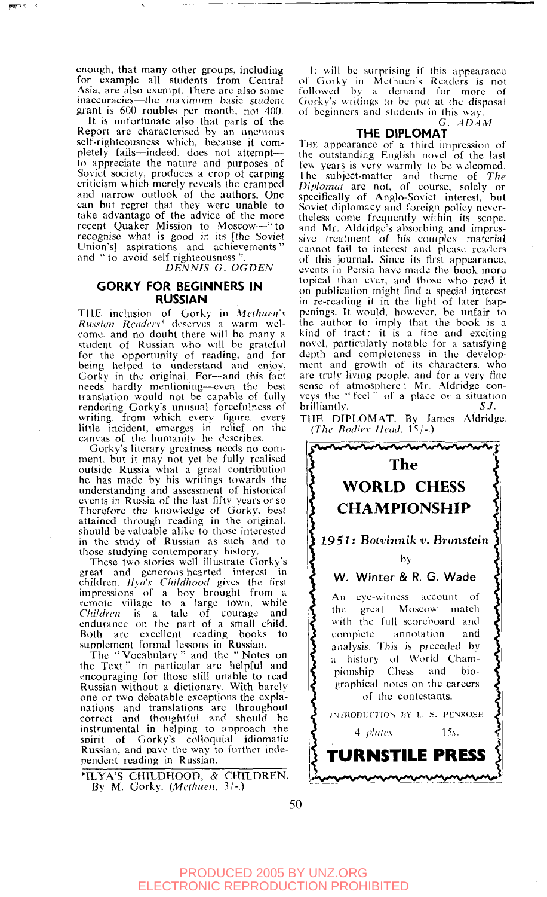enough, that many other groups, including for example all students from Central Asia, are also exempt. There are also some inaccuracies—the maximum basic student grant is 600 roubles per month, not 400.

It is unfortunate also that parts of the Report are characterised by an unctuous self-righteousness which, because it completely fails—indeed, does not attempt—to appreciate the nature and purposes of Soviet society, produces a crop of carping criticism which merely reveals the cramped and narrow outlook of the authors. One can but regret that they were unable to take advantage of the advice of the more recent Quaker Mission to Moscow—"to recognise what is good in its [the Soviet Union's] aspirations and achievements" and "to avoid self-righteousness".

*DENNIS G. OGDEN*

## GORKY FOR BEGINNERS IN RUSSIAN

THE inclusion of Gorky in *Methuen's Russian Readers** deserves a warm welcome, and no doubt there will be many a student of Russian who will be grateful for the opportunity of reading, and for being helped to understand and enjoy, Gorky in the original. For—and this fact needs hardly mentioning—even the best translation would not be capable of fully rendering Gorky's unusual forcefulness of writing, from which every figure, every little incident, emerges in relief on the canvas of the humanity he describes.

Gorky's literary greatness needs no comment, but it may not yet be fully realised outside Russia what a great contribution he has made by his writings towards the understanding and assessment of historical events in Russia of the last fifty years or so. Therefore the knowledge of Gorky, best attained through reading in the original, should be valuable alike to those interested in the study of Russian as such and to those studying contemporary history.

These two stories well illustrate Gorky's great and generous-hearted interest in children. *Ilya's Childhood* gives the first impressions of a boy brought from a remote village to a large town, while *Children* is a tale of courage and endurance on the part of a small child. Both are excellent reading books to supplement formal lessons in Russian.

The "Vocabulary" and the "Notes on the Text" in particular are helpful and encouraging for those still unable to read Russian without a dictionary. With barely one or two debatable exceptions the explanations and translations are throughout correct and thoughtful and should be instrumental in helping to approach the spirit of Gorky's colloquial idiomatic Russian, and pave the way to further independent reading in Russian.

It will be surprising if this appearance of Gorky in Methuen's Readers is not followed by a demand for more of Gorky's writings to be put at the disposal of beginners and students in this way.

*G. ADAM*

*ILYA'S CHILDHOOD, & CHILDREN. By M. Gorky. (*Methuen*, 3/-.)

## THE DIPLOMAT

THE appearance of a third impression of the outstanding English novel of the last few years is very warmly to be welcomed. The subject-matter and theme of *The Diplomat* are not, of course, solely or specifically of Anglo-Soviet interest, but Soviet diplomacy and foreign policy nevertheless come frequently within its scope, and Mr. Aldridge's absorbing and impressive treatment of his complex material cannot fail to interest and please readers of this journal. Since its first appearance, events in Persia have made the book more topical than ever, and those who read it on publication might find a special interest in re-reading it in the light of later happenings. It would, however, be unfair to the author to imply that the book is a kind of tract: it is a fine and exciting novel, particularly notable for a satisfying depth and completeness in the development and growth of its characters, who are truly living people, and for a very fine sense of atmosphere: Mr. Aldridge conveys the "feel" of a place or a situation brilliantly.

*S.J.*

THE DIPLOMAT. By James Aldridge. (*The Bodley Head*, 15/-.)

## The WORLD CHESS CHAMPIONSHIP

***1951: Botvinnik v. Bronstein***

by

**W. Winter & R. G. Wade**

An eye-witness account of the great Moscow match with the full scoreboard and complete annotation and analysis. This is preceded by a history of World Championship Chess and biographical notes on the careers of the contestants.

INTRODUCTION BY L. S. PENROSE

4 *plates* 15*s.*

**TURNSTILE PRESS**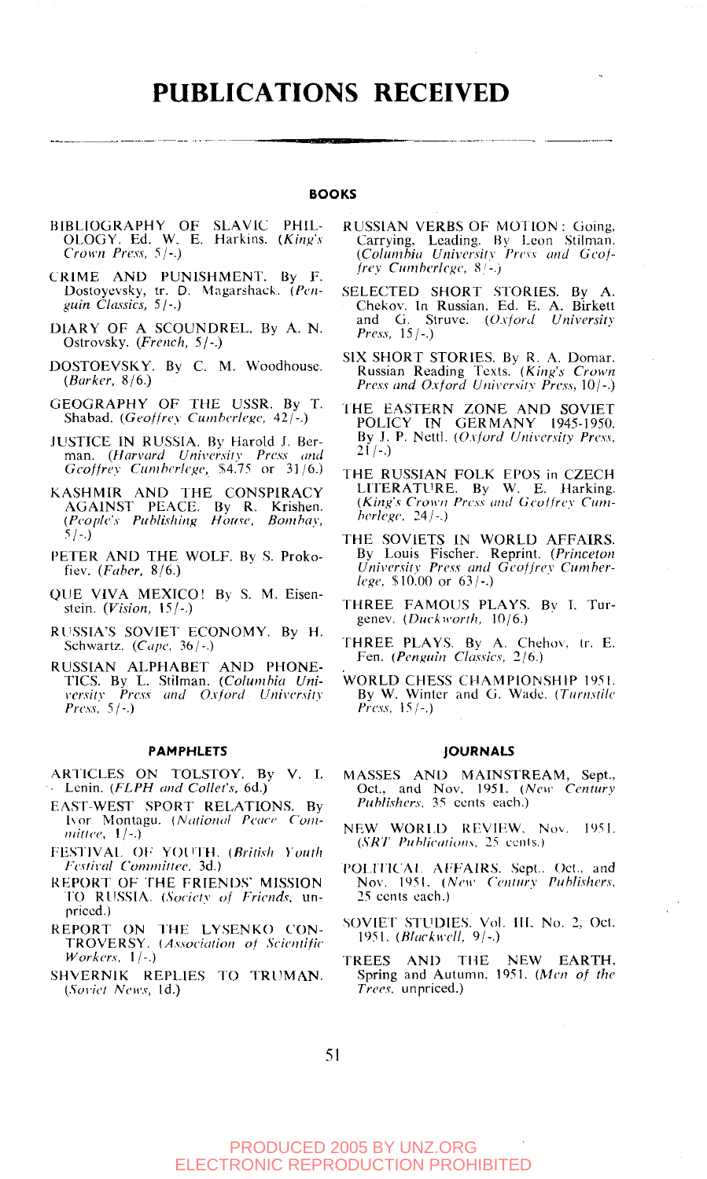# PUBLICATIONS RECEIVED

## BOOKS

BIBLIOGRAPHY OF SLAVIC PHILOLOGY. Ed. W. E. Harkins. (*King's Crown Press*, 5/-.)

CRIME AND PUNISHMENT. By F. Dostoyevsky, tr. D. Magarshack. (*Penguin Classics*, 5/-.)

DIARY OF A SCOUNDREL. By A. N. Ostrovsky. (*French*, 5/-.)

DOSTOEVSKY. By C. M. Woodhouse. (*Barker*, 8/6.)

GEOGRAPHY OF THE USSR. By T. Shabad. (*Geoffrey Cumberlege*, 42/-.)

JUSTICE IN RUSSIA. By Harold J. Berman. (*Harvard University Press and Geoffrey Cumberlege*, $4.75 or 31/6.)

KASHMIR AND THE CONSPIRACY AGAINST PEACE. By R. Krishen. (*People's Publishing House, Bombay*, 5/-.)

PETER AND THE WOLF. By S. Prokofiev. (*Faber*, 8/6.)

QUE VIVA MEXICO! By S. M. Eisenstein. (*Vision*, 15/-.)

RUSSIA'S SOVIET ECONOMY. By H. Schwartz. (*Cape*, 36/-.)

RUSSIAN ALPHABET AND PHONETICS. By L. Stilman. (*Columbia University Press and Oxford University Press*, 5/-.)

RUSSIAN VERBS OF MOTION: Going, Carrying, Leading. By Leon Stilman. (*Columbia University Press and Geoffrey Cumberlege*, 8/-.)

SELECTED SHORT STORIES. By A. Chekov. In Russian. Ed. E. A. Birkett and G. Struve. (*Oxford University Press*, 15/-.)

SIX SHORT STORIES. By R. A. Domar. Russian Reading Texts. (*King's Crown Press and Oxford University Press*, 10/-.)

THE EASTERN ZONE AND SOVIET POLICY IN GERMANY 1945-1950. By J. P. Nettl. (*Oxford University Press*, 21/-.)

THE RUSSIAN FOLK EPOS in CZECH LITERATURE. By W. E. Harking. (*King's Crown Press and Geoffrey Cumberlege*, 24/-.)

THE SOVIETS IN WORLD AFFAIRS. By Louis Fischer. Reprint. (*Princeton University Press and Geoffrey Cumberlege*, $10.00 or 63/-.)

THREE FAMOUS PLAYS. By I. Turgenev. (*Duckworth*, 10/6.)

THREE PLAYS. By A. Chehov, tr. E. Fen. (*Penguin Classics*, 2/6.)

WORLD CHESS CHAMPIONSHIP 1951. By W. Winter and G. Wade. (*Turnstile Press*, 15/-.)

## PAMPHLETS

ARTICLES ON TOLSTOY. By V. I. Lenin. (*FLPH and Collet's*, 6d.)

EAST-WEST SPORT RELATIONS. By Ivor Montagu. (*National Peace Committee*, 1/-.)

FESTIVAL OF YOUTH. (*British Youth Festival Committee*, 3d.)

REPORT OF THE FRIENDS' MISSION TO RUSSIA. (*Society of Friends*, unpriced.)

REPORT ON THE LYSENKO CONTROVERSY. (*Association of Scientific Workers*, 1/-.)

SHVERNIK REPLIES TO TRUMAN. (*Soviet News*, 1d.)

## JOURNALS

MASSES AND MAINSTREAM, Sept., Oct., and Nov. 1951. (*New Century Publishers*, 35 cents each.)

NEW WORLD REVIEW, Nov. 1951. (*SRT Publications*, 25 cents.)

POLITICAL AFFAIRS, Sept., Oct., and Nov. 1951. (*New Century Publishers*, 25 cents each.)

SOVIET STUDIES, Vol. III, No. 2, Oct. 1951. (*Blackwell*, 9/-.)

TREES AND THE NEW EARTH, Spring and Autumn, 1951. (*Men of the Trees*, unpriced.)